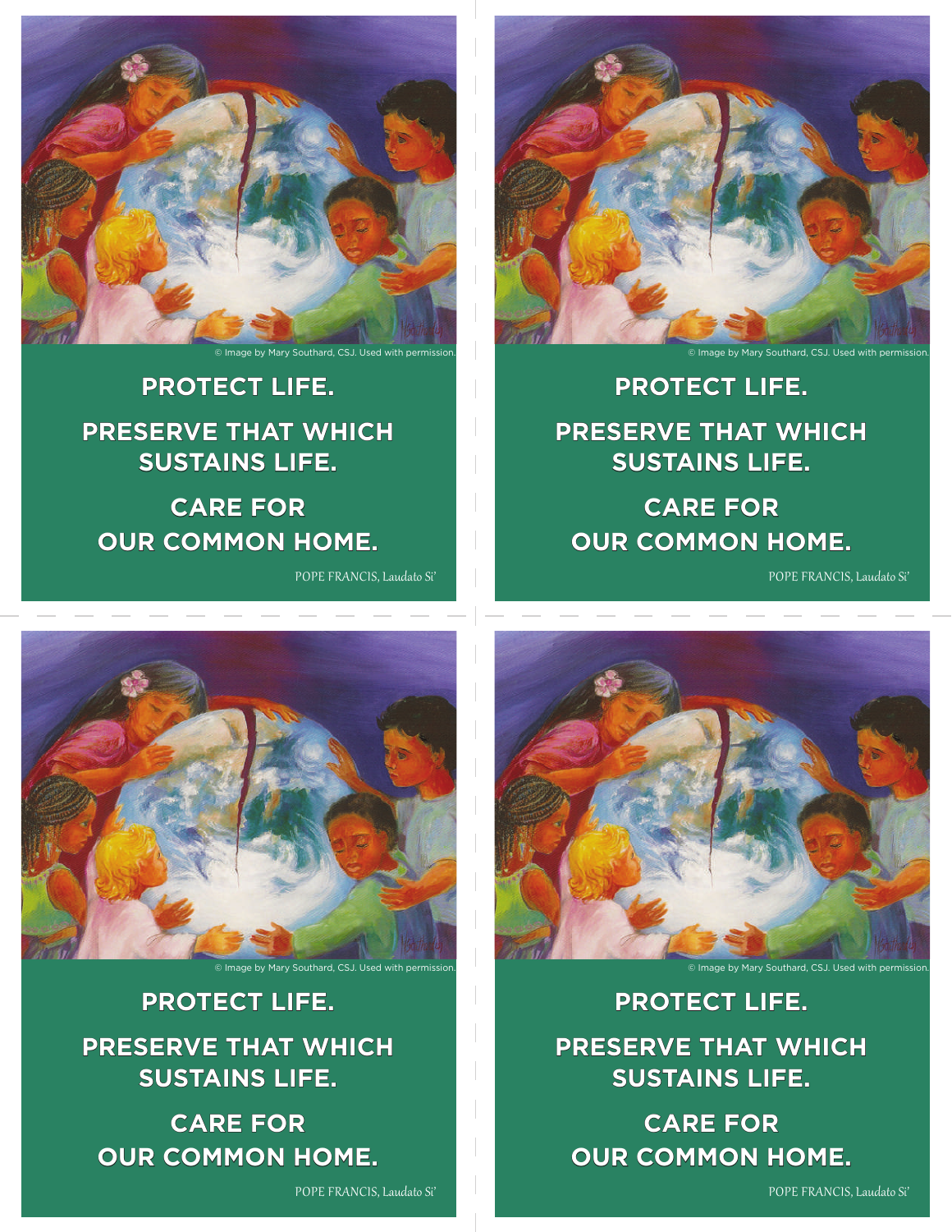© Image by Mary Southard, CSJ. Used with permission.

**PROTECT LIFE.**

**PRESERVE THAT WHICH SUSTAINS LIFE.**

**CARE FOR OUR COMMON HOME.**

POPE FRANCIS, *Laudato Si'*

© Image by Mary Southard, CSJ. Used with permission.

**PROTECT LIFE.**

**PRESERVE THAT WHICH SUSTAINS LIFE.**

**CARE FOR OUR COMMON HOME.**

POPE FRANCIS, *Laudato Si'*

© Image by Mary Southard, CSJ. Used with permission.

**PROTECT LIFE.**

**PRESERVE THAT WHICH SUSTAINS LIFE.**

**CARE FOR OUR COMMON HOME.**

POPE FRANCIS, *Laudato Si'*

© Image by Mary Southard, CSJ. Used with permission.

**PROTECT LIFE.**

**PRESERVE THAT WHICH SUSTAINS LIFE.**

**CARE FOR OUR COMMON HOME.**

POPE FRANCIS, *Laudato Si'*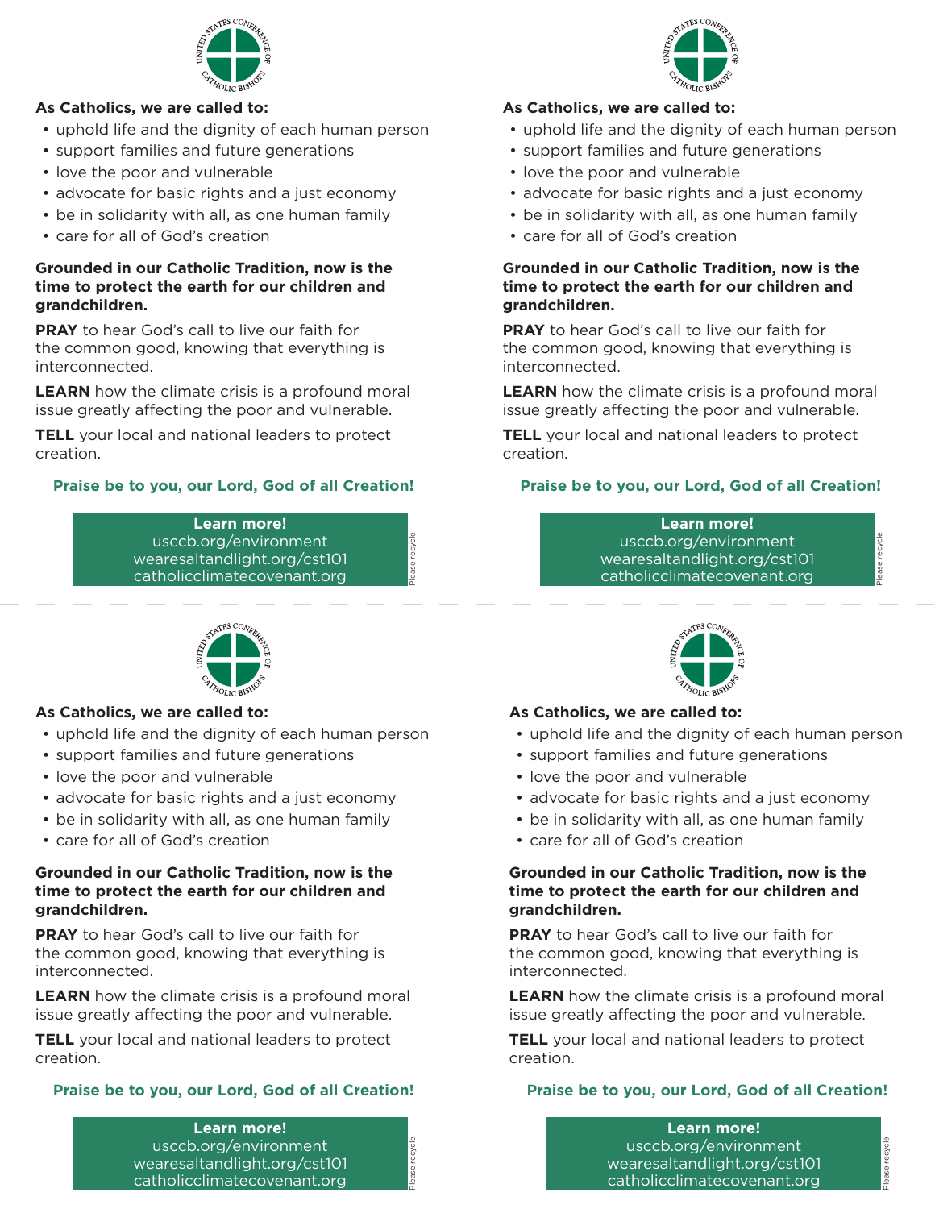UNITED STATES CONFERENCE OF CATHOLIC BISHOPS

**As Catholics, we are called to:**

- uphold life and the dignity of each human person
- support families and future generations
- love the poor and vulnerable
- advocate for basic rights and a just economy
- be in solidarity with all, as one human family
- care for all of God's creation

**Grounded in our Catholic Tradition, now is the time to protect the earth for our children and grandchildren.**

**PRAY** to hear God's call to live our faith for the common good, knowing that everything is interconnected.

**LEARN** how the climate crisis is a profound moral issue greatly affecting the poor and vulnerable.

**TELL** your local and national leaders to protect creation.

**Praise be to you, our Lord, God of all Creation!**

**Learn more!**
usccb.org/environment
wearesaltandlight.org/cst101
catholicclimatecovenant.org

Please recycle

---

UNITED STATES CONFERENCE OF CATHOLIC BISHOPS

**As Catholics, we are called to:**

- uphold life and the dignity of each human person
- support families and future generations
- love the poor and vulnerable
- advocate for basic rights and a just economy
- be in solidarity with all, as one human family
- care for all of God's creation

**Grounded in our Catholic Tradition, now is the time to protect the earth for our children and grandchildren.**

**PRAY** to hear God's call to live our faith for the common good, knowing that everything is interconnected.

**LEARN** how the climate crisis is a profound moral issue greatly affecting the poor and vulnerable.

**TELL** your local and national leaders to protect creation.

**Praise be to you, our Lord, God of all Creation!**

**Learn more!**
usccb.org/environment
wearesaltandlight.org/cst101
catholicclimatecovenant.org

Please recycle

---

UNITED STATES CONFERENCE OF CATHOLIC BISHOPS

**As Catholics, we are called to:**

- uphold life and the dignity of each human person
- support families and future generations
- love the poor and vulnerable
- advocate for basic rights and a just economy
- be in solidarity with all, as one human family
- care for all of God's creation

**Grounded in our Catholic Tradition, now is the time to protect the earth for our children and grandchildren.**

**PRAY** to hear God's call to live our faith for the common good, knowing that everything is interconnected.

**LEARN** how the climate crisis is a profound moral issue greatly affecting the poor and vulnerable.

**TELL** your local and national leaders to protect creation.

**Praise be to you, our Lord, God of all Creation!**

**Learn more!**
usccb.org/environment
wearesaltandlight.org/cst101
catholicclimatecovenant.org

Please recycle

---

UNITED STATES CONFERENCE OF CATHOLIC BISHOPS

**As Catholics, we are called to:**

- uphold life and the dignity of each human person
- support families and future generations
- love the poor and vulnerable
- advocate for basic rights and a just economy
- be in solidarity with all, as one human family
- care for all of God's creation

**Grounded in our Catholic Tradition, now is the time to protect the earth for our children and grandchildren.**

**PRAY** to hear God's call to live our faith for the common good, knowing that everything is interconnected.

**LEARN** how the climate crisis is a profound moral issue greatly affecting the poor and vulnerable.

**TELL** your local and national leaders to protect creation.

**Praise be to you, our Lord, God of all Creation!**

**Learn more!**
usccb.org/environment
wearesaltandlight.org/cst101
catholicclimatecovenant.org

Please recycle